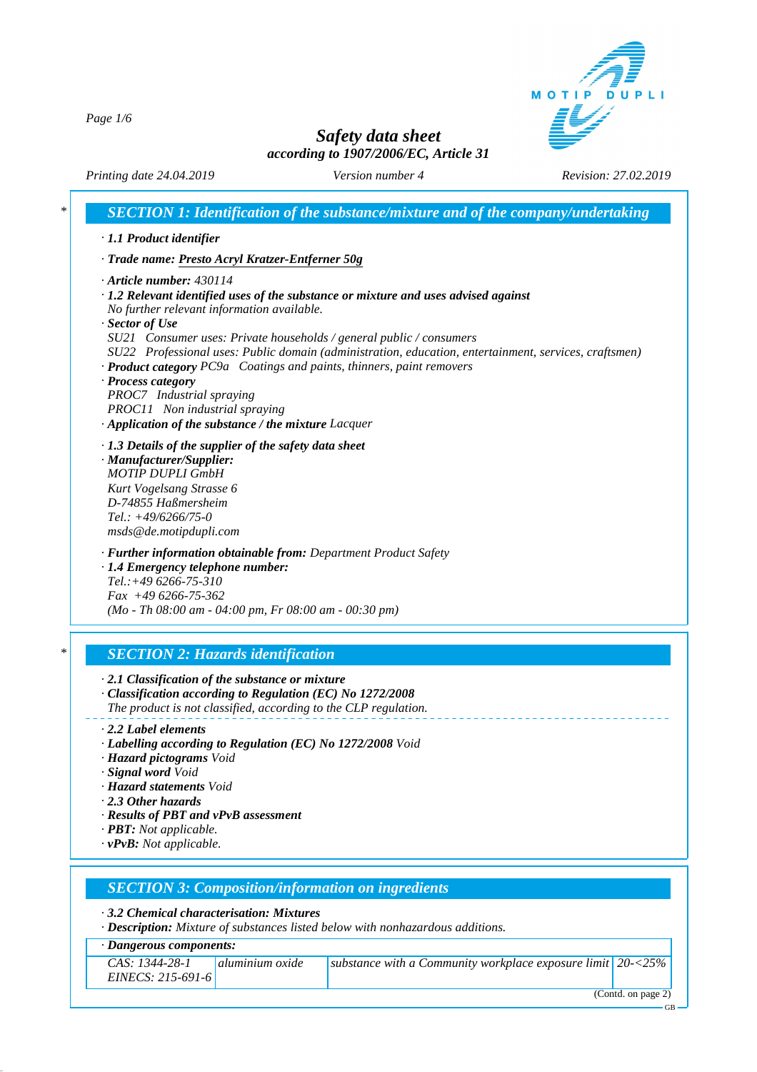# Safety data sheet

*according to 1907/2006/EC, Article 31*

*Printing date 24.04.2019* *Version number 4* *Revision: 27.02.2019*

## SECTION 1: Identification of the substance/mixture and of the company/undertaking

· **1.1 Product identifier**

· **Trade name: Presto Acryl Kratzer-Entferner 50g**

· **Article number:** 430114

· **1.2 Relevant identified uses of the substance or mixture and uses advised against**
No further relevant information available.

· **Sector of Use**
SU21 Consumer uses: Private households / general public / consumers
SU22 Professional uses: Public domain (administration, education, entertainment, services, craftsmen)

· **Product category** PC9a Coatings and paints, thinners, paint removers

· **Process category**
PROC7 Industrial spraying
PROC11 Non industrial spraying

· **Application of the substance / the mixture** Lacquer

· **1.3 Details of the supplier of the safety data sheet**

· **Manufacturer/Supplier:**
MOTIP DUPLI GmbH
Kurt Vogelsang Strasse 6
D-74855 Haßmersheim
Tel.: +49/6266/75-0
msds@de.motipdupli.com

· **Further information obtainable from:** Department Product Safety

· **1.4 Emergency telephone number:**
Tel.:+49 6266-75-310
Fax +49 6266-75-362
(Mo - Th 08:00 am - 04:00 pm, Fr 08:00 am - 00:30 pm)

## SECTION 2: Hazards identification

· **2.1 Classification of the substance or mixture**

· **Classification according to Regulation (EC) No 1272/2008**
The product is not classified, according to the CLP regulation.

· **2.2 Label elements**

· **Labelling according to Regulation (EC) No 1272/2008** Void

· **Hazard pictograms** Void

· **Signal word** Void

· **Hazard statements** Void

· **2.3 Other hazards**

· **Results of PBT and vPvB assessment**

· **PBT:** Not applicable.

· **vPvB:** Not applicable.

## SECTION 3: Composition/information on ingredients

· **3.2 Chemical characterisation: Mixtures**

· **Description:** Mixture of substances listed below with nonhazardous additions.

| · **Dangerous components:** | | | |
|---|---|---|---|
| CAS: 1344-28-1<br>EINECS: 215-691-6 | aluminium oxide | substance with a Community workplace exposure limit | 20-<25% |

(Contd. on page 2)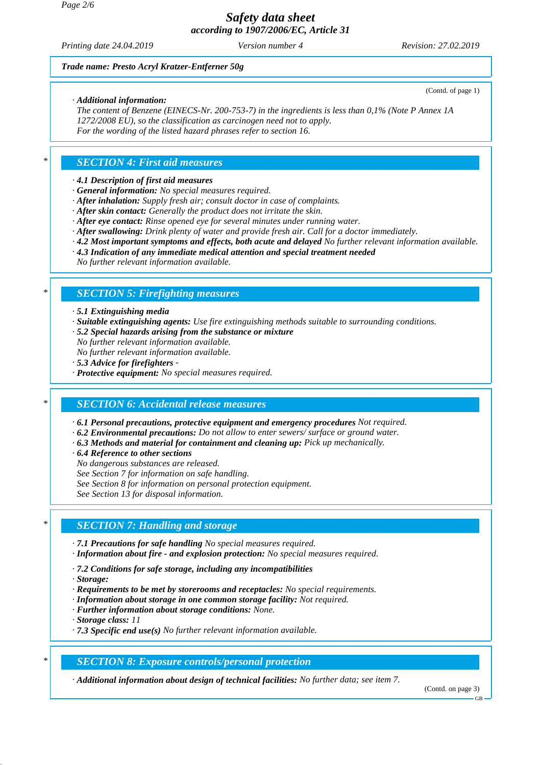**Trade name: Presto Acryl Kratzer-Entferner 50g**

(Contd. of page 1)

· **Additional information:**
The content of Benzene (EINECS-Nr. 200-753-7) in the ingredients is less than 0,1% (Note P Annex 1A 1272/2008 EU), so the classification as carcinogen need not to apply.
For the wording of the listed hazard phrases refer to section 16.

## * SECTION 4: First aid measures

· **4.1 Description of first aid measures**
· **General information:** No special measures required.
· **After inhalation:** Supply fresh air; consult doctor in case of complaints.
· **After skin contact:** Generally the product does not irritate the skin.
· **After eye contact:** Rinse opened eye for several minutes under running water.
· **After swallowing:** Drink plenty of water and provide fresh air. Call for a doctor immediately.
· **4.2 Most important symptoms and effects, both acute and delayed** No further relevant information available.
· **4.3 Indication of any immediate medical attention and special treatment needed**
No further relevant information available.

## * SECTION 5: Firefighting measures

· **5.1 Extinguishing media**
· **Suitable extinguishing agents:** Use fire extinguishing methods suitable to surrounding conditions.
· **5.2 Special hazards arising from the substance or mixture**
No further relevant information available.
No further relevant information available.
· **5.3 Advice for firefighters** -
· **Protective equipment:** No special measures required.

## * SECTION 6: Accidental release measures

· **6.1 Personal precautions, protective equipment and emergency procedures** Not required.
· **6.2 Environmental precautions:** Do not allow to enter sewers/ surface or ground water.
· **6.3 Methods and material for containment and cleaning up:** Pick up mechanically.
· **6.4 Reference to other sections**
No dangerous substances are released.
See Section 7 for information on safe handling.
See Section 8 for information on personal protection equipment.
See Section 13 for disposal information.

## * SECTION 7: Handling and storage

· **7.1 Precautions for safe handling** No special measures required.
· **Information about fire - and explosion protection:** No special measures required.

· **7.2 Conditions for safe storage, including any incompatibilities**
· **Storage:**
· **Requirements to be met by storerooms and receptacles:** No special requirements.
· **Information about storage in one common storage facility:** Not required.
· **Further information about storage conditions:** None.
· **Storage class:** 11
· **7.3 Specific end use(s)** No further relevant information available.

## * SECTION 8: Exposure controls/personal protection

· **Additional information about design of technical facilities:** No further data; see item 7.

(Contd. on page 3)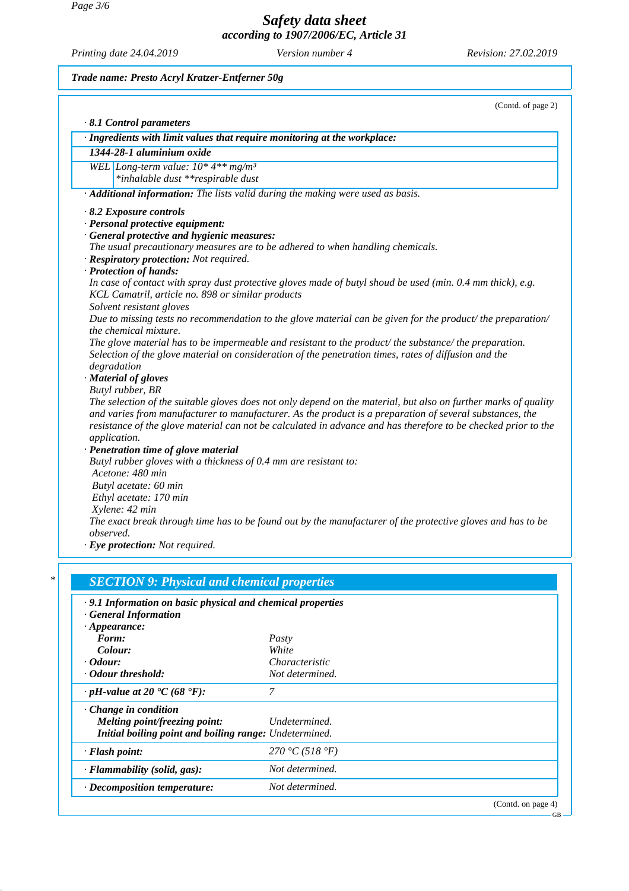Trade name: Presto Acryl Kratzer-Entferner 50g

(Contd. of page 2)

· **8.1 Control parameters**

· **Ingredients with limit values that require monitoring at the workplace:**

**1344-28-1 aluminium oxide**

| | |
|---|---|
| WEL | Long-term value: 10* 4** mg/m³ *inhalable dust **respirable dust |

· **Additional information:** The lists valid during the making were used as basis.

· **8.2 Exposure controls**

· **Personal protective equipment:**

· **General protective and hygienic measures:**
The usual precautionary measures are to be adhered to when handling chemicals.

· **Respiratory protection:** Not required.

· **Protection of hands:**
In case of contact with spray dust protective gloves made of butyl shoud be used (min. 0.4 mm thick), e.g. KCL Camatril, article no. 898 or similar products
Solvent resistant gloves
Due to missing tests no recommendation to the glove material can be given for the product/ the preparation/ the chemical mixture.
The glove material has to be impermeable and resistant to the product/ the substance/ the preparation.
Selection of the glove material on consideration of the penetration times, rates of diffusion and the degradation

· **Material of gloves**
Butyl rubber, BR
The selection of the suitable gloves does not only depend on the material, but also on further marks of quality and varies from manufacturer to manufacturer. As the product is a preparation of several substances, the resistance of the glove material can not be calculated in advance and has therefore to be checked prior to the application.

· **Penetration time of glove material**
Butyl rubber gloves with a thickness of 0.4 mm are resistant to:
Acetone: 480 min
Butyl acetate: 60 min
Ethyl acetate: 170 min
Xylene: 42 min
The exact break through time has to be found out by the manufacturer of the protective gloves and has to be observed.

· **Eye protection:** Not required.

## SECTION 9: Physical and chemical properties

· **9.1 Information on basic physical and chemical properties**

· **General Information**

· **Appearance:**

| | |
|---|---|
| **Form:** | Pasty |
| **Colour:** | White |
| · **Odour:** | Characteristic |
| · **Odour threshold:** | Not determined. |
| · **pH-value at 20 °C (68 °F):** | 7 |
| · **Change in condition** | |
| **Melting point/freezing point:** | Undetermined. |
| **Initial boiling point and boiling range:** | Undetermined. |
| · **Flash point:** | 270 °C (518 °F) |
| · **Flammability (solid, gas):** | Not determined. |
| · **Decomposition temperature:** | Not determined. |

(Contd. on page 4)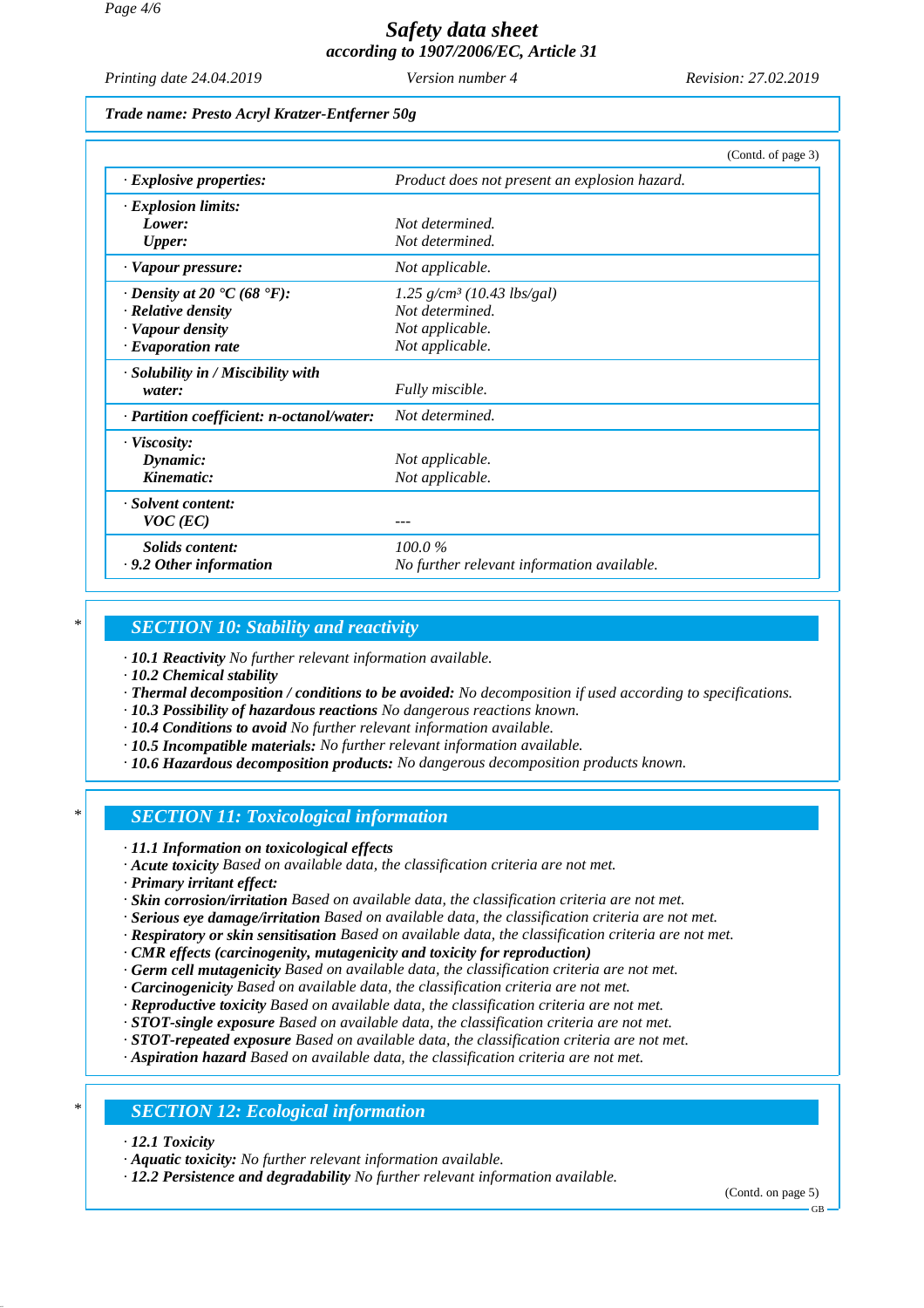Trade name: Presto Acryl Kratzer-Entferner 50g

(Contd. of page 3)

| | |
|---|---|
| · **Explosive properties:** | Product does not present an explosion hazard. |
| · **Explosion limits:** | |
| **Lower:** | Not determined. |
| **Upper:** | Not determined. |
| · **Vapour pressure:** | Not applicable. |
| · **Density at 20 °C (68 °F):** | 1.25 g/cm³ (10.43 lbs/gal) |
| · **Relative density** | Not determined. |
| · **Vapour density** | Not applicable. |
| · **Evaporation rate** | Not applicable. |
| · **Solubility in / Miscibility with water:** | Fully miscible. |
| · **Partition coefficient: n-octanol/water:** | Not determined. |
| · **Viscosity:** | |
| **Dynamic:** | Not applicable. |
| **Kinematic:** | Not applicable. |
| · **Solvent content:** | |
| **VOC (EC)** | --- |
| **Solids content:** | 100.0 % |
| · **9.2 Other information** | No further relevant information available. |

## SECTION 10: Stability and reactivity

- · **10.1 Reactivity** No further relevant information available.
- · **10.2 Chemical stability**
- · **Thermal decomposition / conditions to be avoided:** No decomposition if used according to specifications.
- · **10.3 Possibility of hazardous reactions** No dangerous reactions known.
- · **10.4 Conditions to avoid** No further relevant information available.
- · **10.5 Incompatible materials:** No further relevant information available.
- · **10.6 Hazardous decomposition products:** No dangerous decomposition products known.

## SECTION 11: Toxicological information

- · **11.1 Information on toxicological effects**
- · **Acute toxicity** Based on available data, the classification criteria are not met.
- · **Primary irritant effect:**
- · **Skin corrosion/irritation** Based on available data, the classification criteria are not met.
- · **Serious eye damage/irritation** Based on available data, the classification criteria are not met.
- · **Respiratory or skin sensitisation** Based on available data, the classification criteria are not met.
- · **CMR effects (carcinogenity, mutagenicity and toxicity for reproduction)**
- · **Germ cell mutagenicity** Based on available data, the classification criteria are not met.
- · **Carcinogenicity** Based on available data, the classification criteria are not met.
- · **Reproductive toxicity** Based on available data, the classification criteria are not met.
- · **STOT-single exposure** Based on available data, the classification criteria are not met.
- · **STOT-repeated exposure** Based on available data, the classification criteria are not met.
- · **Aspiration hazard** Based on available data, the classification criteria are not met.

## SECTION 12: Ecological information

- · **12.1 Toxicity**
- · **Aquatic toxicity:** No further relevant information available.
- · **12.2 Persistence and degradability** No further relevant information available.

(Contd. on page 5)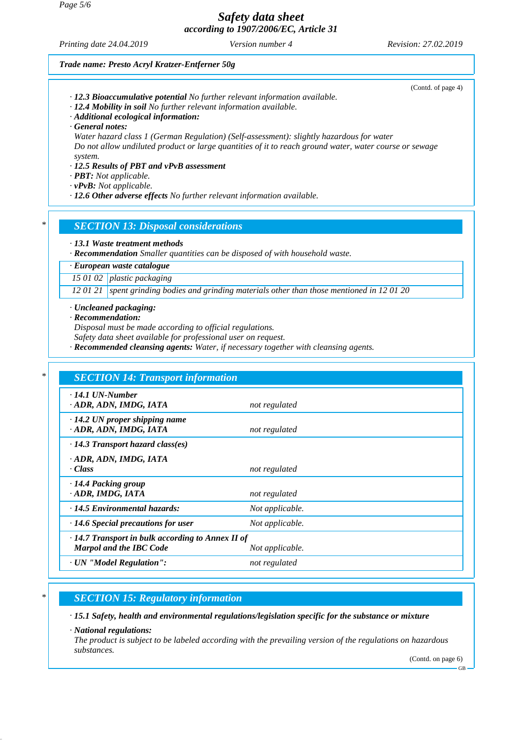(Contd. of page 4)

· **12.3 Bioaccumulative potential** No further relevant information available.
· **12.4 Mobility in soil** No further relevant information available.
· **Additional ecological information:**
· **General notes:**
Water hazard class 1 (German Regulation) (Self-assessment): slightly hazardous for water
Do not allow undiluted product or large quantities of it to reach ground water, water course or sewage system.
· **12.5 Results of PBT and vPvB assessment**
· **PBT:** Not applicable.
· **vPvB:** Not applicable.
· **12.6 Other adverse effects** No further relevant information available.

## SECTION 13: Disposal considerations

· **13.1 Waste treatment methods**
· **Recommendation** Smaller quantities can be disposed of with household waste.

| · European waste catalogue | |
|---|---|
| 15 01 02 | plastic packaging |
| 12 01 21 | spent grinding bodies and grinding materials other than those mentioned in 12 01 20 |

· **Uncleaned packaging:**
· **Recommendation:**
Disposal must be made according to official regulations.
Safety data sheet available for professional user on request.
· **Recommended cleansing agents:** Water, if necessary together with cleansing agents.

## SECTION 14: Transport information

| | |
|---|---|
| · **14.1 UN-Number**<br>· **ADR, ADN, IMDG, IATA** | not regulated |
| · **14.2 UN proper shipping name**<br>· **ADR, ADN, IMDG, IATA** | not regulated |
| · **14.3 Transport hazard class(es)**<br>· **ADR, ADN, IMDG, IATA**<br>· **Class** | not regulated |
| · **14.4 Packing group**<br>· **ADR, IMDG, IATA** | not regulated |
| · **14.5 Environmental hazards:** | Not applicable. |
| · **14.6 Special precautions for user** | Not applicable. |
| · **14.7 Transport in bulk according to Annex II of Marpol and the IBC Code** | Not applicable. |
| · **UN "Model Regulation":** | not regulated |

## SECTION 15: Regulatory information

· **15.1 Safety, health and environmental regulations/legislation specific for the substance or mixture**

· **National regulations:**
The product is subject to be labeled according with the prevailing version of the regulations on hazardous substances.

(Contd. on page 6)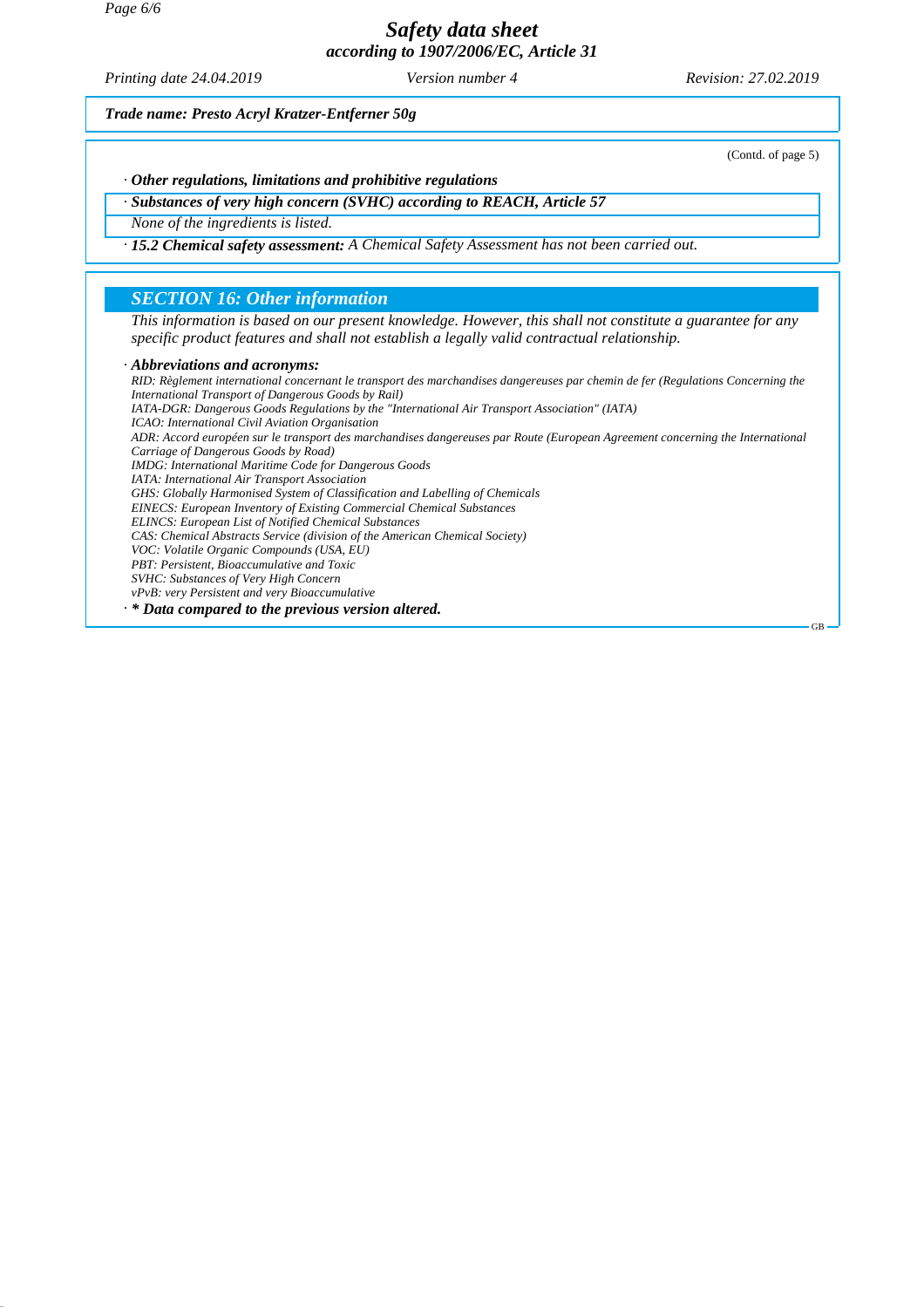*Trade name: Presto Acryl Kratzer-Entferner 50g*

(Contd. of page 5)

· ***Other regulations, limitations and prohibitive regulations***

· ***Substances of very high concern (SVHC) according to REACH, Article 57***

*None of the ingredients is listed.*

· ***15.2 Chemical safety assessment:*** *A Chemical Safety Assessment has not been carried out.*

## *SECTION 16: Other information*

*This information is based on our present knowledge. However, this shall not constitute a guarantee for any specific product features and shall not establish a legally valid contractual relationship.*

· ***Abbreviations and acronyms:***

*RID: Règlement international concernant le transport des marchandises dangereuses par chemin de fer (Regulations Concerning the International Transport of Dangerous Goods by Rail)*
*IATA-DGR: Dangerous Goods Regulations by the "International Air Transport Association" (IATA)*
*ICAO: International Civil Aviation Organisation*
*ADR: Accord européen sur le transport des marchandises dangereuses par Route (European Agreement concerning the International Carriage of Dangerous Goods by Road)*
*IMDG: International Maritime Code for Dangerous Goods*
*IATA: International Air Transport Association*
*GHS: Globally Harmonised System of Classification and Labelling of Chemicals*
*EINECS: European Inventory of Existing Commercial Chemical Substances*
*ELINCS: European List of Notified Chemical Substances*
*CAS: Chemical Abstracts Service (division of the American Chemical Society)*
*VOC: Volatile Organic Compounds (USA, EU)*
*PBT: Persistent, Bioaccumulative and Toxic*
*SVHC: Substances of Very High Concern*
*vPvB: very Persistent and very Bioaccumulative*

· ***\* Data compared to the previous version altered.***

GB